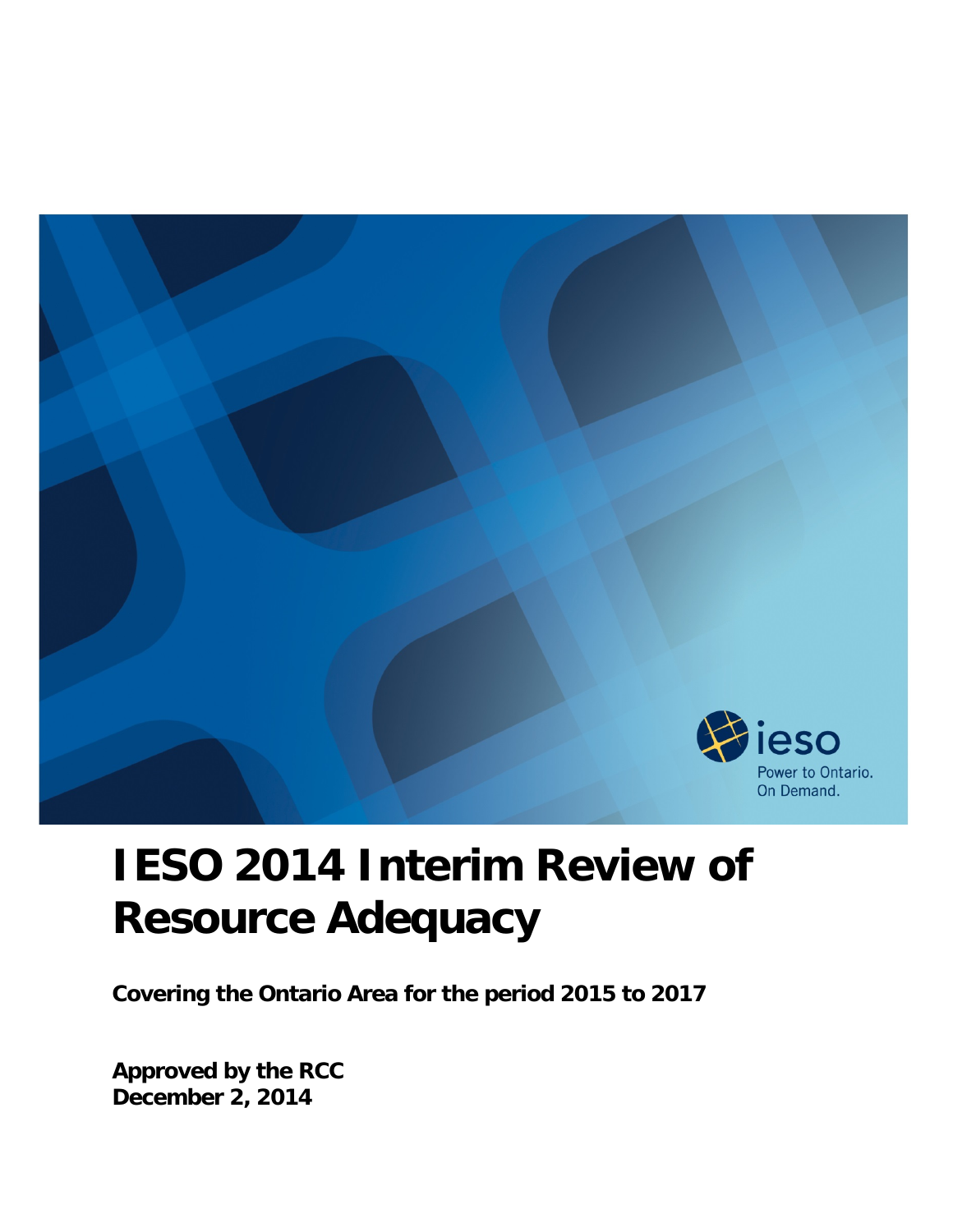# IESO 2014 Interim Review of Resource Adequacy

**Covering the Ontario Area for the period 2015 to 2017**

**Approved by the RCC**
**December 2, 2014**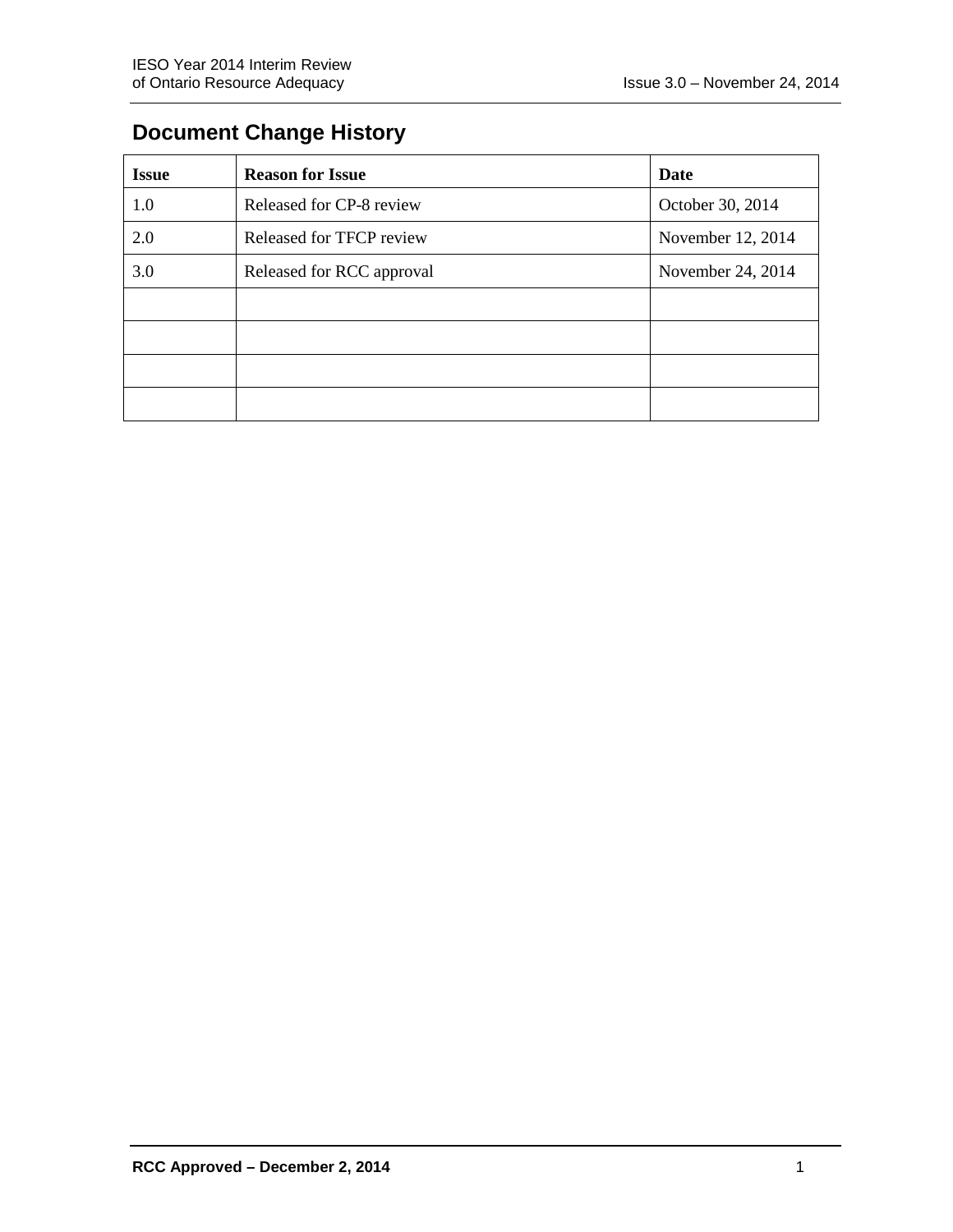## Document Change History

| Issue | Reason for Issue | Date |
|---|---|---|
| 1.0 | Released for CP-8 review | October 30, 2014 |
| 2.0 | Released for TFCP review | November 12, 2014 |
| 3.0 | Released for RCC approval | November 24, 2014 |
| | | |
| | | |
| | | |
| | | |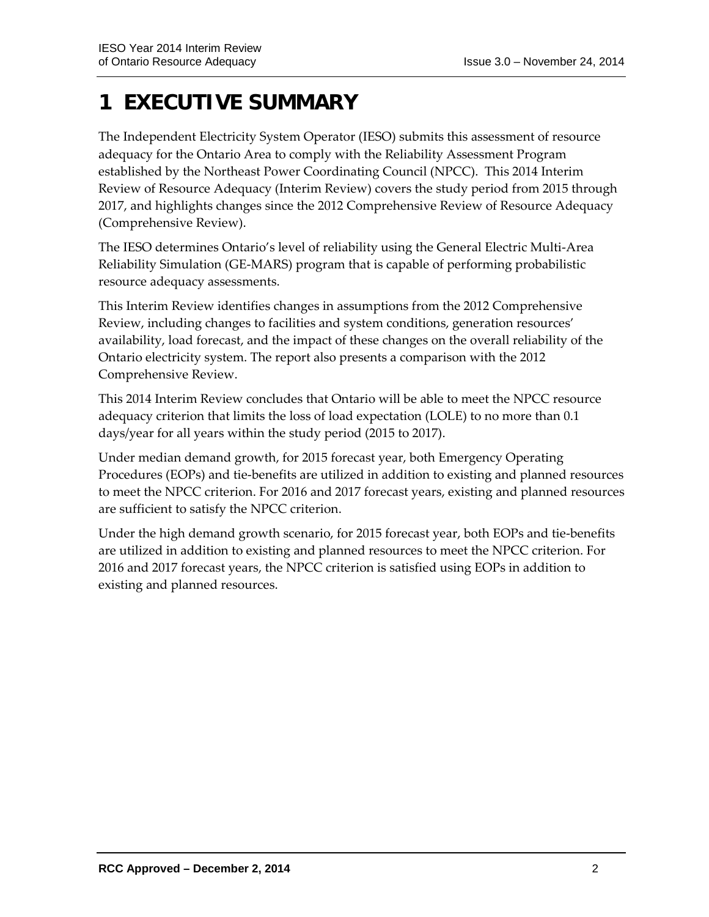# 1 EXECUTIVE SUMMARY

The Independent Electricity System Operator (IESO) submits this assessment of resource adequacy for the Ontario Area to comply with the Reliability Assessment Program established by the Northeast Power Coordinating Council (NPCC). This 2014 Interim Review of Resource Adequacy (Interim Review) covers the study period from 2015 through 2017, and highlights changes since the 2012 Comprehensive Review of Resource Adequacy (Comprehensive Review).

The IESO determines Ontario's level of reliability using the General Electric Multi-Area Reliability Simulation (GE-MARS) program that is capable of performing probabilistic resource adequacy assessments.

This Interim Review identifies changes in assumptions from the 2012 Comprehensive Review, including changes to facilities and system conditions, generation resources' availability, load forecast, and the impact of these changes on the overall reliability of the Ontario electricity system. The report also presents a comparison with the 2012 Comprehensive Review.

This 2014 Interim Review concludes that Ontario will be able to meet the NPCC resource adequacy criterion that limits the loss of load expectation (LOLE) to no more than 0.1 days/year for all years within the study period (2015 to 2017).

Under median demand growth, for 2015 forecast year, both Emergency Operating Procedures (EOPs) and tie-benefits are utilized in addition to existing and planned resources to meet the NPCC criterion. For 2016 and 2017 forecast years, existing and planned resources are sufficient to satisfy the NPCC criterion.

Under the high demand growth scenario, for 2015 forecast year, both EOPs and tie-benefits are utilized in addition to existing and planned resources to meet the NPCC criterion. For 2016 and 2017 forecast years, the NPCC criterion is satisfied using EOPs in addition to existing and planned resources.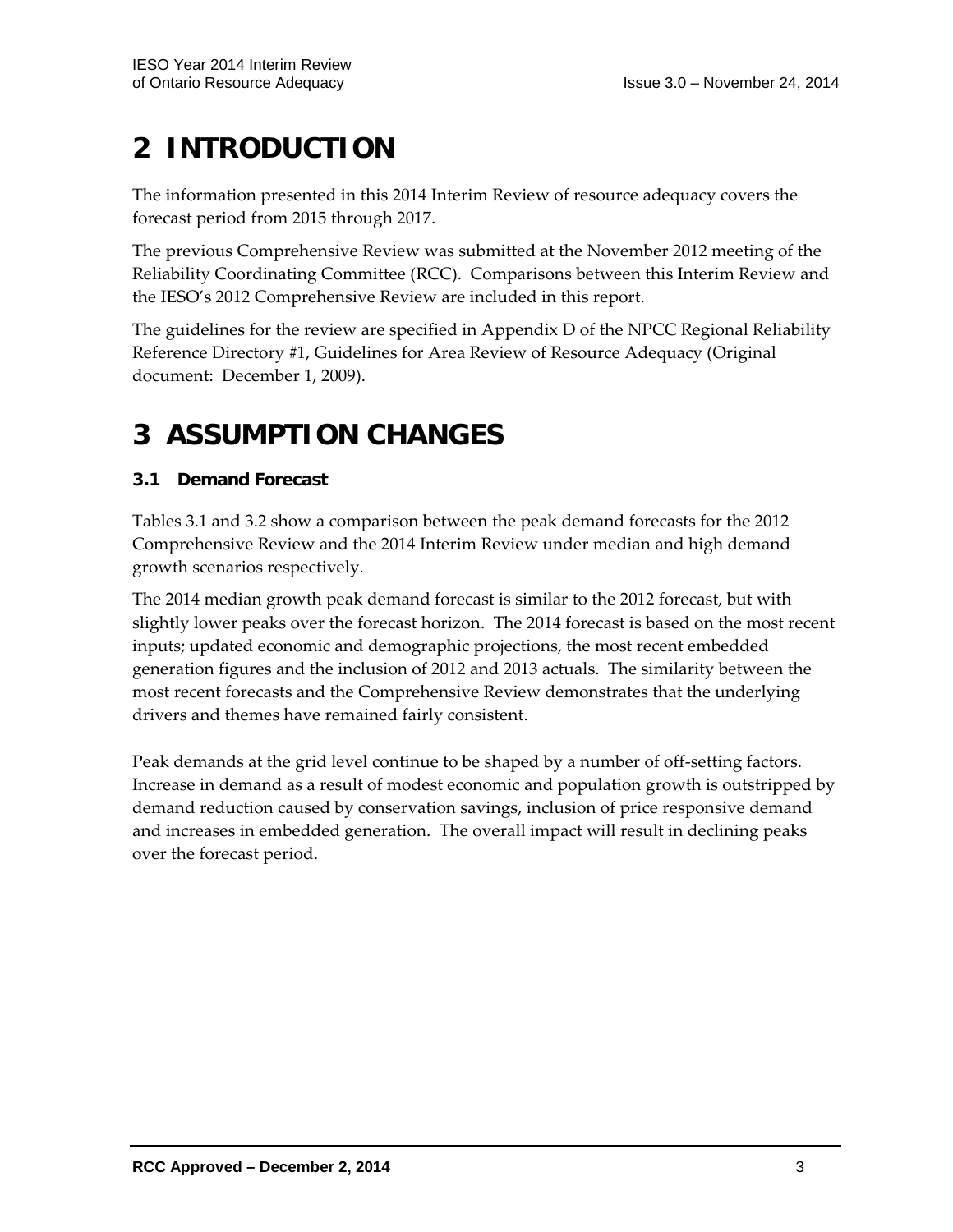# 2 INTRODUCTION

The information presented in this 2014 Interim Review of resource adequacy covers the forecast period from 2015 through 2017.

The previous Comprehensive Review was submitted at the November 2012 meeting of the Reliability Coordinating Committee (RCC). Comparisons between this Interim Review and the IESO's 2012 Comprehensive Review are included in this report.

The guidelines for the review are specified in Appendix D of the NPCC Regional Reliability Reference Directory #1, Guidelines for Area Review of Resource Adequacy (Original document: December 1, 2009).

# 3 ASSUMPTION CHANGES

### 3.1 Demand Forecast

Tables 3.1 and 3.2 show a comparison between the peak demand forecasts for the 2012 Comprehensive Review and the 2014 Interim Review under median and high demand growth scenarios respectively.

The 2014 median growth peak demand forecast is similar to the 2012 forecast, but with slightly lower peaks over the forecast horizon. The 2014 forecast is based on the most recent inputs; updated economic and demographic projections, the most recent embedded generation figures and the inclusion of 2012 and 2013 actuals. The similarity between the most recent forecasts and the Comprehensive Review demonstrates that the underlying drivers and themes have remained fairly consistent.

Peak demands at the grid level continue to be shaped by a number of off-setting factors. Increase in demand as a result of modest economic and population growth is outstripped by demand reduction caused by conservation savings, inclusion of price responsive demand and increases in embedded generation. The overall impact will result in declining peaks over the forecast period.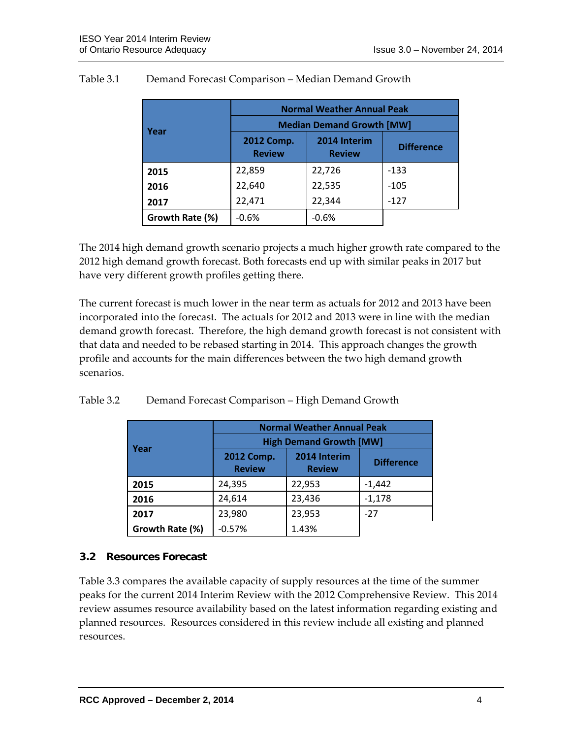Table 3.1 Demand Forecast Comparison – Median Demand Growth

| Year | Normal Weather Annual Peak Median Demand Growth [MW] | | |
|---|---|---|---|
| | 2012 Comp. Review | 2014 Interim Review | Difference |
| 2015 | 22,859 | 22,726 | -133 |
| 2016 | 22,640 | 22,535 | -105 |
| 2017 | 22,471 | 22,344 | -127 |
| Growth Rate (%) | -0.6% | -0.6% | |

The 2014 high demand growth scenario projects a much higher growth rate compared to the 2012 high demand growth forecast. Both forecasts end up with similar peaks in 2017 but have very different growth profiles getting there.

The current forecast is much lower in the near term as actuals for 2012 and 2013 have been incorporated into the forecast. The actuals for 2012 and 2013 were in line with the median demand growth forecast. Therefore, the high demand growth forecast is not consistent with that data and needed to be rebased starting in 2014. This approach changes the growth profile and accounts for the main differences between the two high demand growth scenarios.

Table 3.2 Demand Forecast Comparison – High Demand Growth

| Year | Normal Weather Annual Peak High Demand Growth [MW] | | |
|---|---|---|---|
| | 2012 Comp. Review | 2014 Interim Review | Difference |
| 2015 | 24,395 | 22,953 | -1,442 |
| 2016 | 24,614 | 23,436 | -1,178 |
| 2017 | 23,980 | 23,953 | -27 |
| Growth Rate (%) | -0.57% | 1.43% | |

### 3.2 Resources Forecast

Table 3.3 compares the available capacity of supply resources at the time of the summer peaks for the current 2014 Interim Review with the 2012 Comprehensive Review. This 2014 review assumes resource availability based on the latest information regarding existing and planned resources. Resources considered in this review include all existing and planned resources.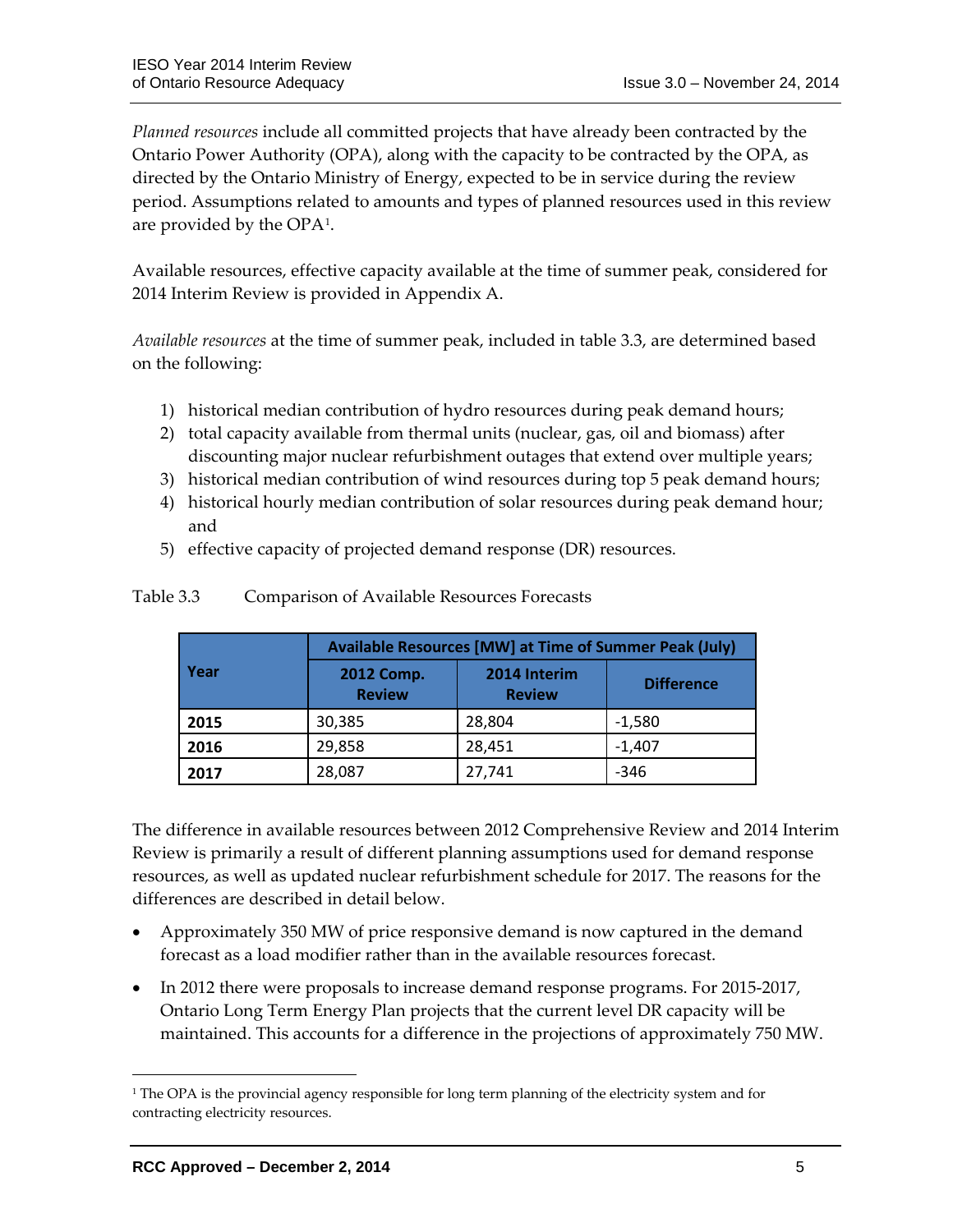*Planned resources* include all committed projects that have already been contracted by the Ontario Power Authority (OPA), along with the capacity to be contracted by the OPA, as directed by the Ontario Ministry of Energy, expected to be in service during the review period. Assumptions related to amounts and types of planned resources used in this review are provided by the OPA[1].

Available resources, effective capacity available at the time of summer peak, considered for 2014 Interim Review is provided in Appendix A.

*Available resources* at the time of summer peak, included in table 3.3, are determined based on the following:

1) historical median contribution of hydro resources during peak demand hours;
2) total capacity available from thermal units (nuclear, gas, oil and biomass) after discounting major nuclear refurbishment outages that extend over multiple years;
3) historical median contribution of wind resources during top 5 peak demand hours;
4) historical hourly median contribution of solar resources during peak demand hour; and
5) effective capacity of projected demand response (DR) resources.

Table 3.3 Comparison of Available Resources Forecasts

| Year | Available Resources [MW] at Time of Summer Peak (July) | | |
|---|---|---|---|
| | 2012 Comp. Review | 2014 Interim Review | Difference |
| **2015** | 30,385 | 28,804 | -1,580 |
| **2016** | 29,858 | 28,451 | -1,407 |
| **2017** | 28,087 | 27,741 | -346 |

The difference in available resources between 2012 Comprehensive Review and 2014 Interim Review is primarily a result of different planning assumptions used for demand response resources, as well as updated nuclear refurbishment schedule for 2017. The reasons for the differences are described in detail below.

- Approximately 350 MW of price responsive demand is now captured in the demand forecast as a load modifier rather than in the available resources forecast.
- In 2012 there were proposals to increase demand response programs. For 2015-2017, Ontario Long Term Energy Plan projects that the current level DR capacity will be maintained. This accounts for a difference in the projections of approximately 750 MW.

[1] The OPA is the provincial agency responsible for long term planning of the electricity system and for contracting electricity resources.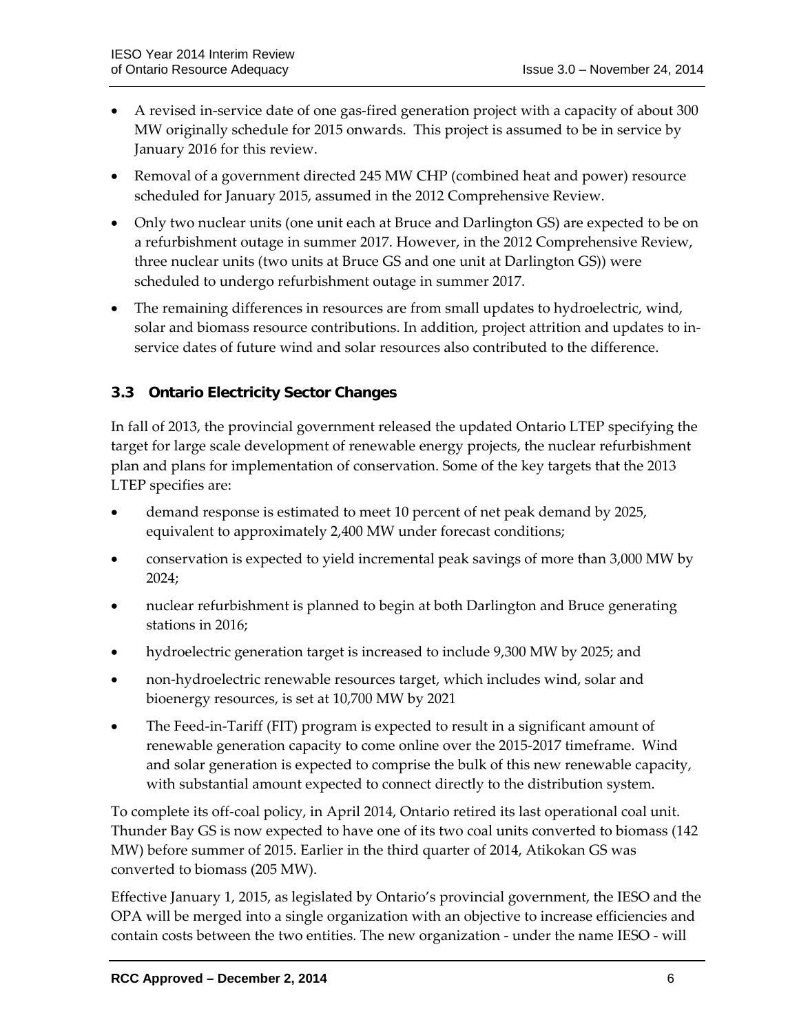- A revised in-service date of one gas-fired generation project with a capacity of about 300 MW originally schedule for 2015 onwards. This project is assumed to be in service by January 2016 for this review.
- Removal of a government directed 245 MW CHP (combined heat and power) resource scheduled for January 2015, assumed in the 2012 Comprehensive Review.
- Only two nuclear units (one unit each at Bruce and Darlington GS) are expected to be on a refurbishment outage in summer 2017. However, in the 2012 Comprehensive Review, three nuclear units (two units at Bruce GS and one unit at Darlington GS)) were scheduled to undergo refurbishment outage in summer 2017.
- The remaining differences in resources are from small updates to hydroelectric, wind, solar and biomass resource contributions. In addition, project attrition and updates to in-service dates of future wind and solar resources also contributed to the difference.

### 3.3 Ontario Electricity Sector Changes

In fall of 2013, the provincial government released the updated Ontario LTEP specifying the target for large scale development of renewable energy projects, the nuclear refurbishment plan and plans for implementation of conservation. Some of the key targets that the 2013 LTEP specifies are:

- demand response is estimated to meet 10 percent of net peak demand by 2025, equivalent to approximately 2,400 MW under forecast conditions;
- conservation is expected to yield incremental peak savings of more than 3,000 MW by 2024;
- nuclear refurbishment is planned to begin at both Darlington and Bruce generating stations in 2016;
- hydroelectric generation target is increased to include 9,300 MW by 2025; and
- non-hydroelectric renewable resources target, which includes wind, solar and bioenergy resources, is set at 10,700 MW by 2021
- The Feed-in-Tariff (FIT) program is expected to result in a significant amount of renewable generation capacity to come online over the 2015-2017 timeframe. Wind and solar generation is expected to comprise the bulk of this new renewable capacity, with substantial amount expected to connect directly to the distribution system.

To complete its off-coal policy, in April 2014, Ontario retired its last operational coal unit. Thunder Bay GS is now expected to have one of its two coal units converted to biomass (142 MW) before summer of 2015. Earlier in the third quarter of 2014, Atikokan GS was converted to biomass (205 MW).

Effective January 1, 2015, as legislated by Ontario's provincial government, the IESO and the OPA will be merged into a single organization with an objective to increase efficiencies and contain costs between the two entities. The new organization - under the name IESO - will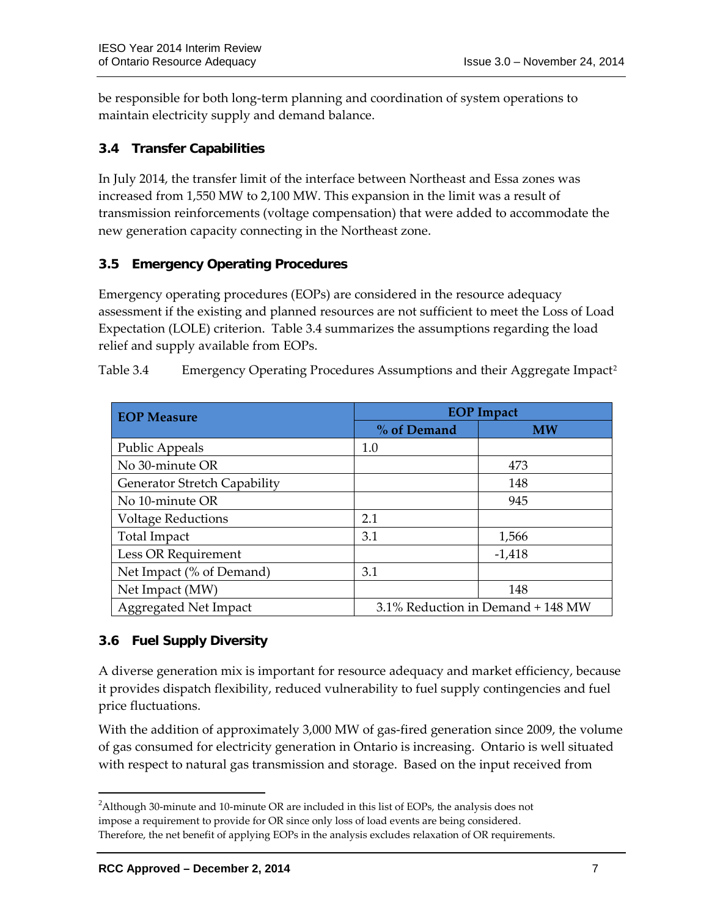be responsible for both long-term planning and coordination of system operations to maintain electricity supply and demand balance.

### 3.4 Transfer Capabilities

In July 2014, the transfer limit of the interface between Northeast and Essa zones was increased from 1,550 MW to 2,100 MW. This expansion in the limit was a result of transmission reinforcements (voltage compensation) that were added to accommodate the new generation capacity connecting in the Northeast zone.

### 3.5 Emergency Operating Procedures

Emergency operating procedures (EOPs) are considered in the resource adequacy assessment if the existing and planned resources are not sufficient to meet the Loss of Load Expectation (LOLE) criterion. Table 3.4 summarizes the assumptions regarding the load relief and supply available from EOPs.

Table 3.4 Emergency Operating Procedures Assumptions and their Aggregate Impact[2]

| EOP Measure | EOP Impact | |
|---|---|---|
| | % of Demand | MW |
| Public Appeals | 1.0 | |
| No 30-minute OR | | 473 |
| Generator Stretch Capability | | 148 |
| No 10-minute OR | | 945 |
| Voltage Reductions | 2.1 | |
| Total Impact | 3.1 | 1,566 |
| Less OR Requirement | | -1,418 |
| Net Impact (% of Demand) | 3.1 | |
| Net Impact (MW) | | 148 |
| Aggregated Net Impact | 3.1% Reduction in Demand + 148 MW | |

### 3.6 Fuel Supply Diversity

A diverse generation mix is important for resource adequacy and market efficiency, because it provides dispatch flexibility, reduced vulnerability to fuel supply contingencies and fuel price fluctuations.

With the addition of approximately 3,000 MW of gas-fired generation since 2009, the volume of gas consumed for electricity generation in Ontario is increasing. Ontario is well situated with respect to natural gas transmission and storage. Based on the input received from

[2] Although 30-minute and 10-minute OR are included in this list of EOPs, the analysis does not impose a requirement to provide for OR since only loss of load events are being considered. Therefore, the net benefit of applying EOPs in the analysis excludes relaxation of OR requirements.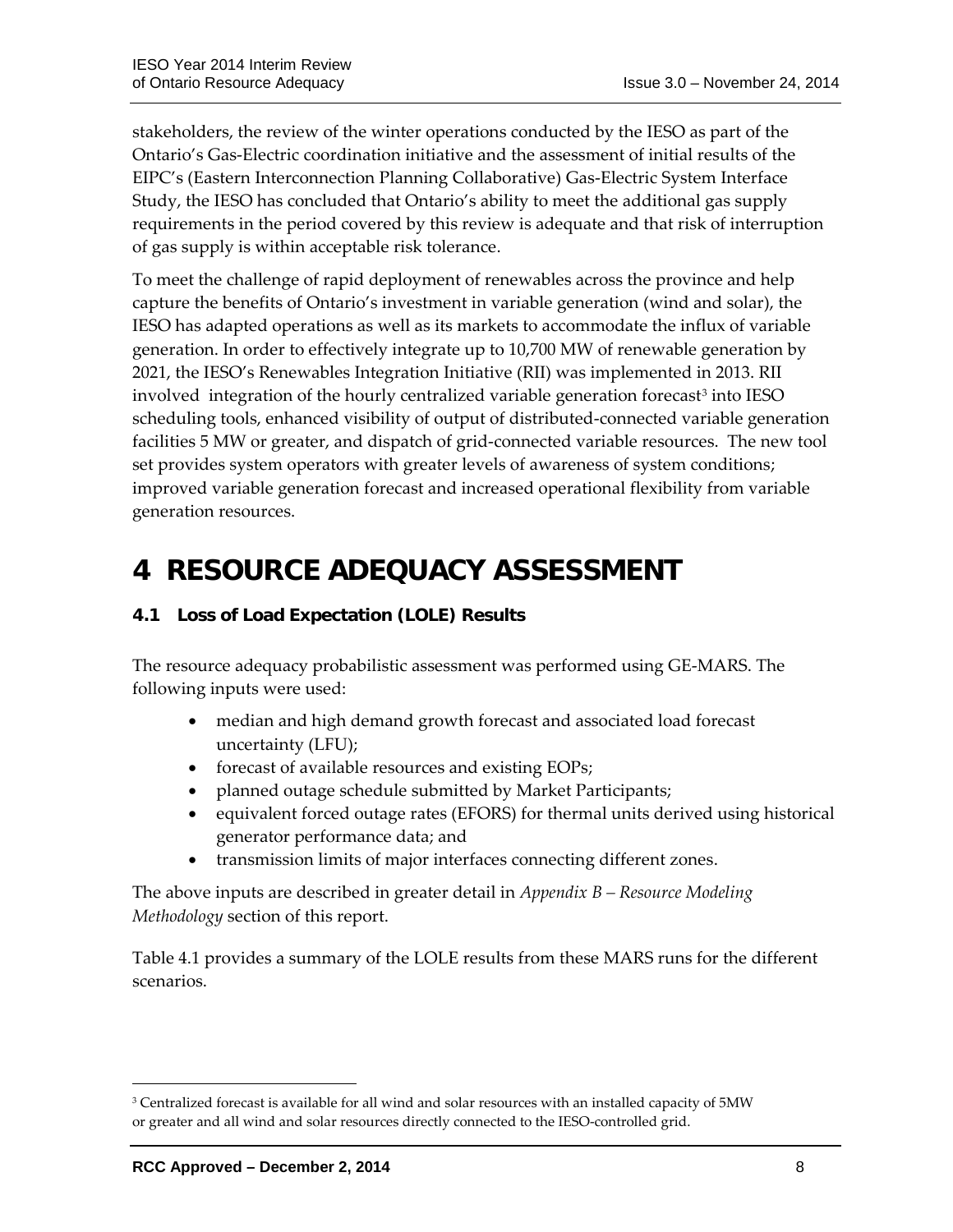stakeholders, the review of the winter operations conducted by the IESO as part of the Ontario's Gas-Electric coordination initiative and the assessment of initial results of the EIPC's (Eastern Interconnection Planning Collaborative) Gas-Electric System Interface Study, the IESO has concluded that Ontario's ability to meet the additional gas supply requirements in the period covered by this review is adequate and that risk of interruption of gas supply is within acceptable risk tolerance.

To meet the challenge of rapid deployment of renewables across the province and help capture the benefits of Ontario's investment in variable generation (wind and solar), the IESO has adapted operations as well as its markets to accommodate the influx of variable generation. In order to effectively integrate up to 10,700 MW of renewable generation by 2021, the IESO's Renewables Integration Initiative (RII) was implemented in 2013. RII involved integration of the hourly centralized variable generation forecast[3] into IESO scheduling tools, enhanced visibility of output of distributed-connected variable generation facilities 5 MW or greater, and dispatch of grid-connected variable resources. The new tool set provides system operators with greater levels of awareness of system conditions; improved variable generation forecast and increased operational flexibility from variable generation resources.

# 4 RESOURCE ADEQUACY ASSESSMENT

## 4.1 Loss of Load Expectation (LOLE) Results

The resource adequacy probabilistic assessment was performed using GE-MARS. The following inputs were used:

- median and high demand growth forecast and associated load forecast uncertainty (LFU);
- forecast of available resources and existing EOPs;
- planned outage schedule submitted by Market Participants;
- equivalent forced outage rates (EFORS) for thermal units derived using historical generator performance data; and
- transmission limits of major interfaces connecting different zones.

The above inputs are described in greater detail in *Appendix B – Resource Modeling Methodology* section of this report.

Table 4.1 provides a summary of the LOLE results from these MARS runs for the different scenarios.

[3] Centralized forecast is available for all wind and solar resources with an installed capacity of 5MW or greater and all wind and solar resources directly connected to the IESO-controlled grid.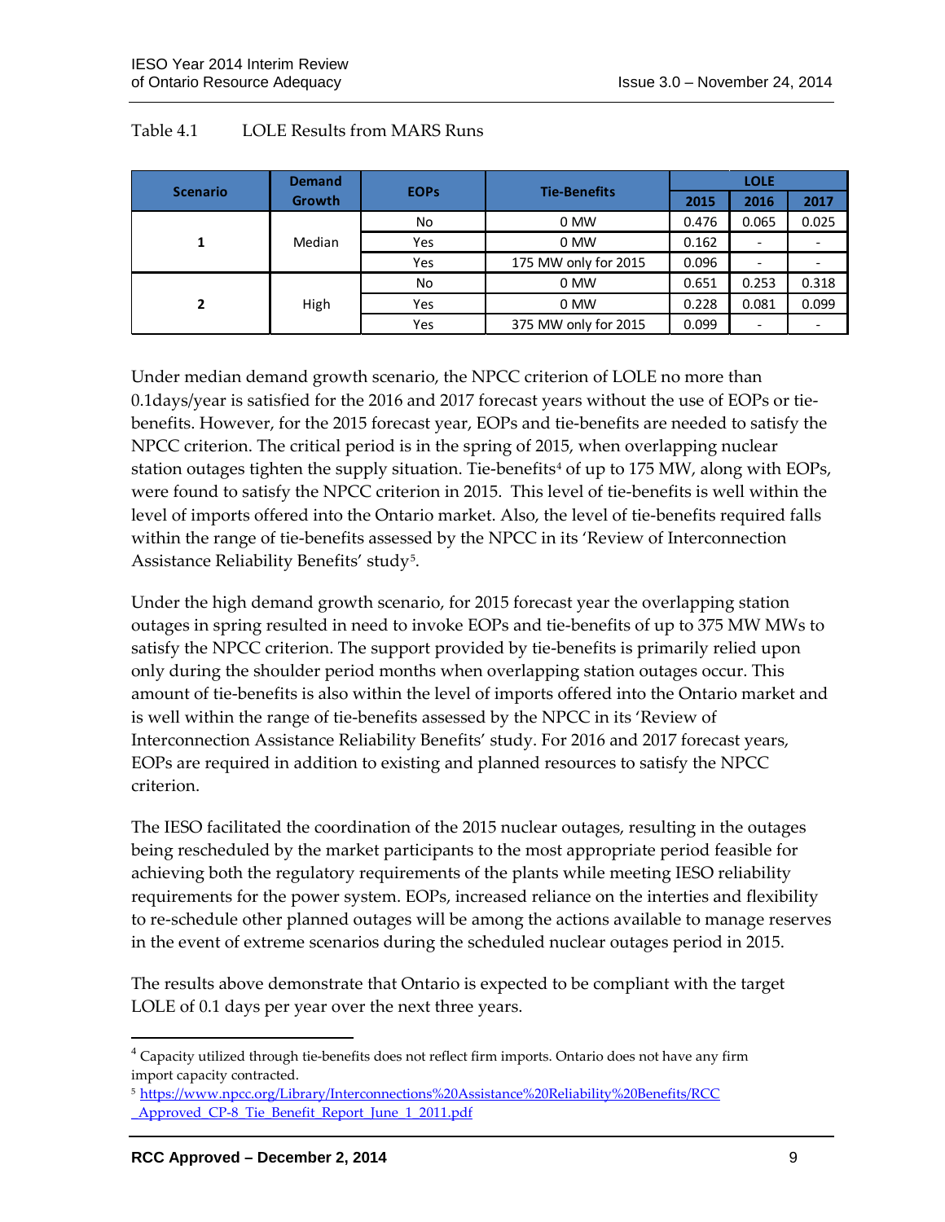Table 4.1 LOLE Results from MARS Runs

| Scenario | Demand Growth | EOPs | Tie-Benefits | LOLE | | |
|---|---|---|---|---|---|---|
| | | | | 2015 | 2016 | 2017 |
| 1 | Median | No | 0 MW | 0.476 | 0.065 | 0.025 |
| | | Yes | 0 MW | 0.162 | - | - |
| | | Yes | 175 MW only for 2015 | 0.096 | - | - |
| 2 | High | No | 0 MW | 0.651 | 0.253 | 0.318 |
| | | Yes | 0 MW | 0.228 | 0.081 | 0.099 |
| | | Yes | 375 MW only for 2015 | 0.099 | - | - |

Under median demand growth scenario, the NPCC criterion of LOLE no more than 0.1days/year is satisfied for the 2016 and 2017 forecast years without the use of EOPs or tie-benefits. However, for the 2015 forecast year, EOPs and tie-benefits are needed to satisfy the NPCC criterion. The critical period is in the spring of 2015, when overlapping nuclear station outages tighten the supply situation. Tie-benefits[4] of up to 175 MW, along with EOPs, were found to satisfy the NPCC criterion in 2015. This level of tie-benefits is well within the level of imports offered into the Ontario market. Also, the level of tie-benefits required falls within the range of tie-benefits assessed by the NPCC in its 'Review of Interconnection Assistance Reliability Benefits' study[5].

Under the high demand growth scenario, for 2015 forecast year the overlapping station outages in spring resulted in need to invoke EOPs and tie-benefits of up to 375 MW MWs to satisfy the NPCC criterion. The support provided by tie-benefits is primarily relied upon only during the shoulder period months when overlapping station outages occur. This amount of tie-benefits is also within the level of imports offered into the Ontario market and is well within the range of tie-benefits assessed by the NPCC in its 'Review of Interconnection Assistance Reliability Benefits' study. For 2016 and 2017 forecast years, EOPs are required in addition to existing and planned resources to satisfy the NPCC criterion.

The IESO facilitated the coordination of the 2015 nuclear outages, resulting in the outages being rescheduled by the market participants to the most appropriate period feasible for achieving both the regulatory requirements of the plants while meeting IESO reliability requirements for the power system. EOPs, increased reliance on the interties and flexibility to re-schedule other planned outages will be among the actions available to manage reserves in the event of extreme scenarios during the scheduled nuclear outages period in 2015.

The results above demonstrate that Ontario is expected to be compliant with the target LOLE of 0.1 days per year over the next three years.

---

[4] Capacity utilized through tie-benefits does not reflect firm imports. Ontario does not have any firm import capacity contracted.

[5] https://www.npcc.org/Library/Interconnections%20Assistance%20Reliability%20Benefits/RCC_Approved_CP-8_Tie_Benefit_Report_June_1_2011.pdf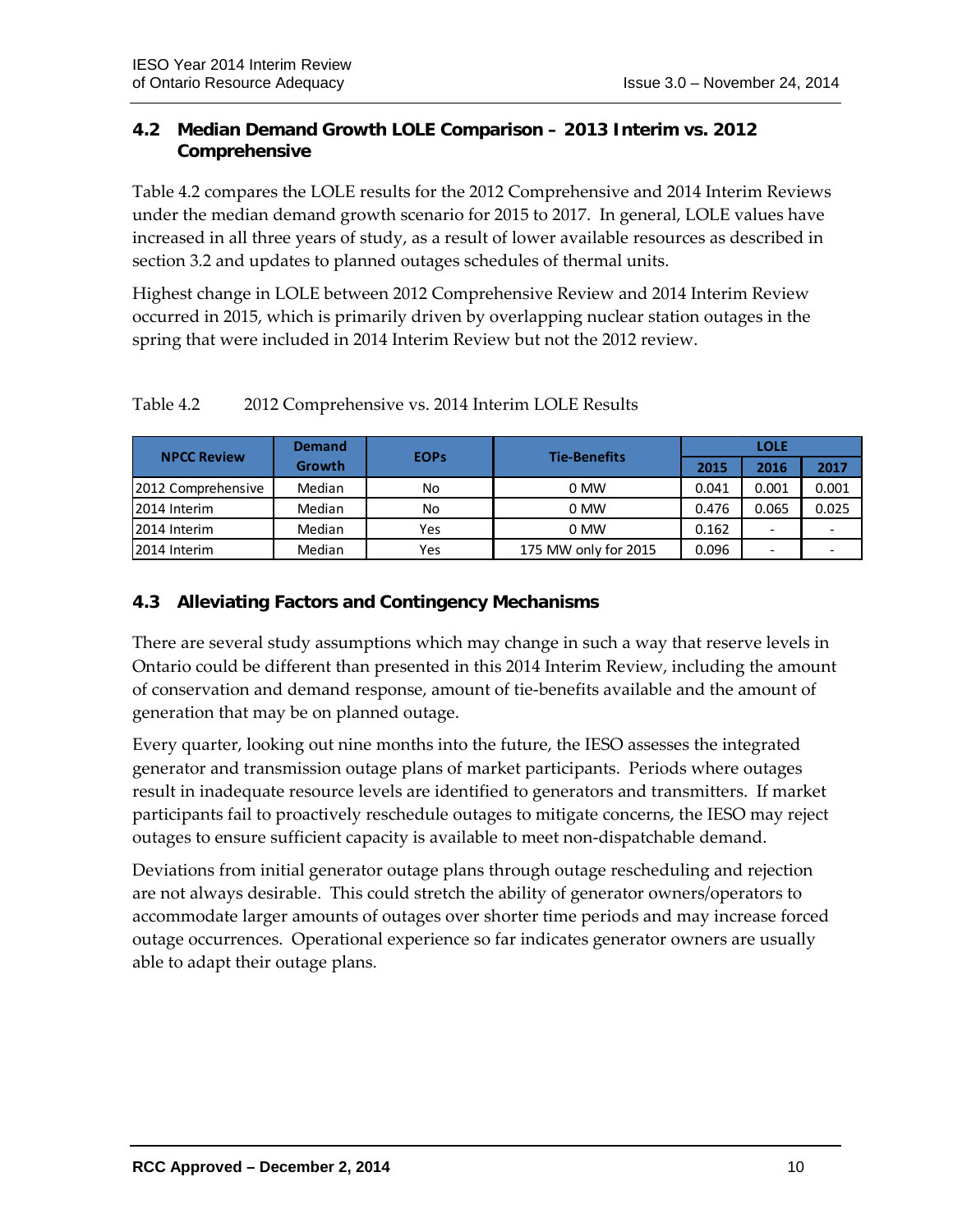## 4.2 Median Demand Growth LOLE Comparison – 2013 Interim vs. 2012 Comprehensive

Table 4.2 compares the LOLE results for the 2012 Comprehensive and 2014 Interim Reviews under the median demand growth scenario for 2015 to 2017. In general, LOLE values have increased in all three years of study, as a result of lower available resources as described in section 3.2 and updates to planned outages schedules of thermal units.

Highest change in LOLE between 2012 Comprehensive Review and 2014 Interim Review occurred in 2015, which is primarily driven by overlapping nuclear station outages in the spring that were included in 2014 Interim Review but not the 2012 review.

Table 4.2 2012 Comprehensive vs. 2014 Interim LOLE Results

| NPCC Review | Demand Growth | EOPs | Tie-Benefits | LOLE | | |
|---|---|---|---|---|---|---|
| | | | | 2015 | 2016 | 2017 |
| 2012 Comprehensive | Median | No | 0 MW | 0.041 | 0.001 | 0.001 |
| 2014 Interim | Median | No | 0 MW | 0.476 | 0.065 | 0.025 |
| 2014 Interim | Median | Yes | 0 MW | 0.162 | - | - |
| 2014 Interim | Median | Yes | 175 MW only for 2015 | 0.096 | - | - |

## 4.3 Alleviating Factors and Contingency Mechanisms

There are several study assumptions which may change in such a way that reserve levels in Ontario could be different than presented in this 2014 Interim Review, including the amount of conservation and demand response, amount of tie-benefits available and the amount of generation that may be on planned outage.

Every quarter, looking out nine months into the future, the IESO assesses the integrated generator and transmission outage plans of market participants. Periods where outages result in inadequate resource levels are identified to generators and transmitters. If market participants fail to proactively reschedule outages to mitigate concerns, the IESO may reject outages to ensure sufficient capacity is available to meet non-dispatchable demand.

Deviations from initial generator outage plans through outage rescheduling and rejection are not always desirable. This could stretch the ability of generator owners/operators to accommodate larger amounts of outages over shorter time periods and may increase forced outage occurrences. Operational experience so far indicates generator owners are usually able to adapt their outage plans.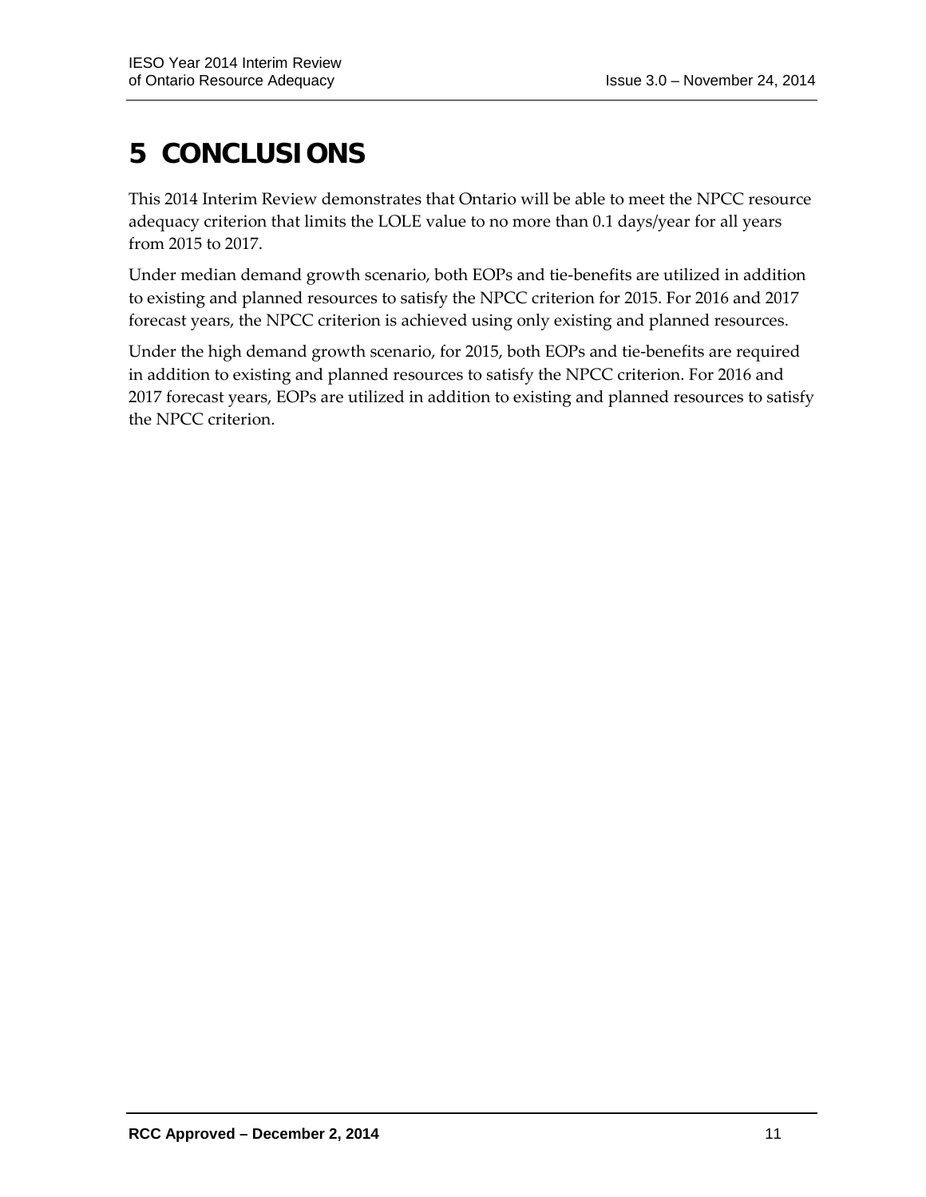# 5 CONCLUSIONS

This 2014 Interim Review demonstrates that Ontario will be able to meet the NPCC resource adequacy criterion that limits the LOLE value to no more than 0.1 days/year for all years from 2015 to 2017.

Under median demand growth scenario, both EOPs and tie-benefits are utilized in addition to existing and planned resources to satisfy the NPCC criterion for 2015. For 2016 and 2017 forecast years, the NPCC criterion is achieved using only existing and planned resources.

Under the high demand growth scenario, for 2015, both EOPs and tie-benefits are required in addition to existing and planned resources to satisfy the NPCC criterion. For 2016 and 2017 forecast years, EOPs are utilized in addition to existing and planned resources to satisfy the NPCC criterion.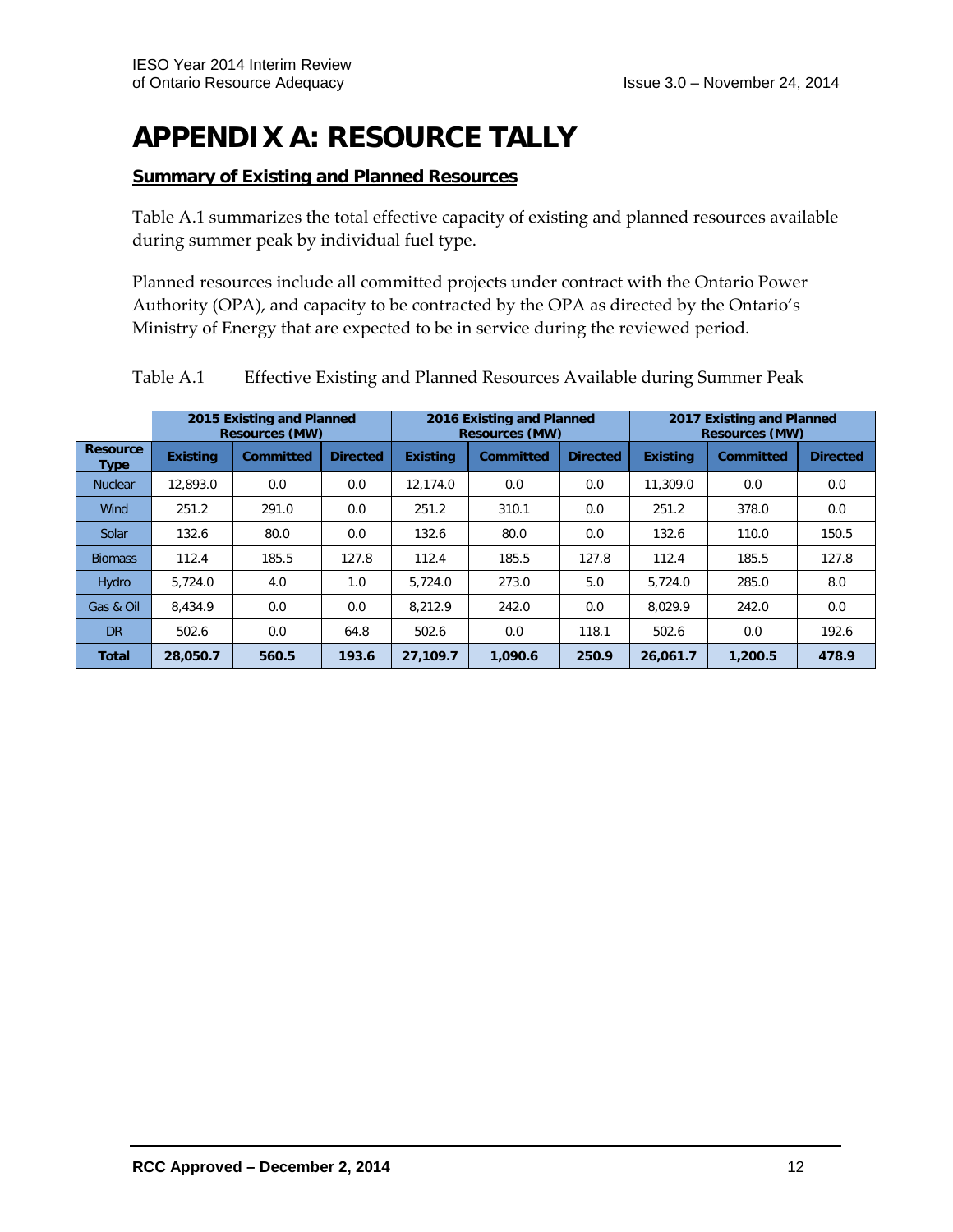# APPENDIX A: RESOURCE TALLY

## Summary of Existing and Planned Resources

Table A.1 summarizes the total effective capacity of existing and planned resources available during summer peak by individual fuel type.

Planned resources include all committed projects under contract with the Ontario Power Authority (OPA), and capacity to be contracted by the OPA as directed by the Ontario's Ministry of Energy that are expected to be in service during the reviewed period.

Table A.1 Effective Existing and Planned Resources Available during Summer Peak

| | 2015 Existing and Planned Resources (MW) | | | 2016 Existing and Planned Resources (MW) | | | 2017 Existing and Planned Resources (MW) | | |
|---|---|---|---|---|---|---|---|---|---|
| Resource Type | Existing | Committed | Directed | Existing | Committed | Directed | Existing | Committed | Directed |
| Nuclear | 12,893.0 | 0.0 | 0.0 | 12,174.0 | 0.0 | 0.0 | 11,309.0 | 0.0 | 0.0 |
| Wind | 251.2 | 291.0 | 0.0 | 251.2 | 310.1 | 0.0 | 251.2 | 378.0 | 0.0 |
| Solar | 132.6 | 80.0 | 0.0 | 132.6 | 80.0 | 0.0 | 132.6 | 110.0 | 150.5 |
| Biomass | 112.4 | 185.5 | 127.8 | 112.4 | 185.5 | 127.8 | 112.4 | 185.5 | 127.8 |
| Hydro | 5,724.0 | 4.0 | 1.0 | 5,724.0 | 273.0 | 5.0 | 5,724.0 | 285.0 | 8.0 |
| Gas & Oil | 8,434.9 | 0.0 | 0.0 | 8,212.9 | 242.0 | 0.0 | 8,029.9 | 242.0 | 0.0 |
| DR | 502.6 | 0.0 | 64.8 | 502.6 | 0.0 | 118.1 | 502.6 | 0.0 | 192.6 |
| **Total** | **28,050.7** | **560.5** | **193.6** | **27,109.7** | **1,090.6** | **250.9** | **26,061.7** | **1,200.5** | **478.9** |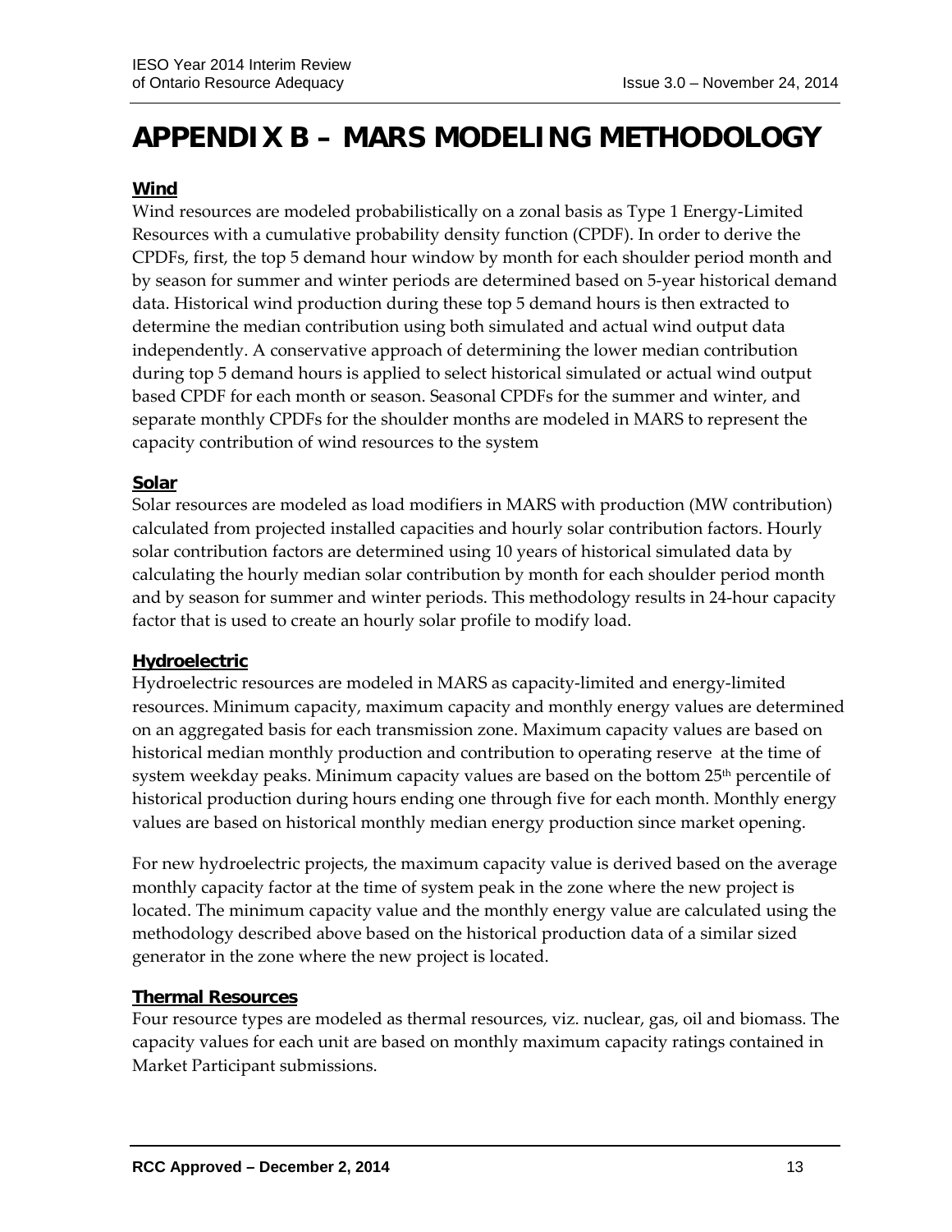# APPENDIX B – MARS MODELING METHODOLOGY

## Wind

Wind resources are modeled probabilistically on a zonal basis as Type 1 Energy-Limited Resources with a cumulative probability density function (CPDF). In order to derive the CPDFs, first, the top 5 demand hour window by month for each shoulder period month and by season for summer and winter periods are determined based on 5-year historical demand data. Historical wind production during these top 5 demand hours is then extracted to determine the median contribution using both simulated and actual wind output data independently. A conservative approach of determining the lower median contribution during top 5 demand hours is applied to select historical simulated or actual wind output based CPDF for each month or season. Seasonal CPDFs for the summer and winter, and separate monthly CPDFs for the shoulder months are modeled in MARS to represent the capacity contribution of wind resources to the system

## Solar

Solar resources are modeled as load modifiers in MARS with production (MW contribution) calculated from projected installed capacities and hourly solar contribution factors. Hourly solar contribution factors are determined using 10 years of historical simulated data by calculating the hourly median solar contribution by month for each shoulder period month and by season for summer and winter periods. This methodology results in 24-hour capacity factor that is used to create an hourly solar profile to modify load.

## Hydroelectric

Hydroelectric resources are modeled in MARS as capacity-limited and energy-limited resources. Minimum capacity, maximum capacity and monthly energy values are determined on an aggregated basis for each transmission zone. Maximum capacity values are based on historical median monthly production and contribution to operating reserve at the time of system weekday peaks. Minimum capacity values are based on the bottom 25th percentile of historical production during hours ending one through five for each month. Monthly energy values are based on historical monthly median energy production since market opening.

For new hydroelectric projects, the maximum capacity value is derived based on the average monthly capacity factor at the time of system peak in the zone where the new project is located. The minimum capacity value and the monthly energy value are calculated using the methodology described above based on the historical production data of a similar sized generator in the zone where the new project is located.

## Thermal Resources

Four resource types are modeled as thermal resources, viz. nuclear, gas, oil and biomass. The capacity values for each unit are based on monthly maximum capacity ratings contained in Market Participant submissions.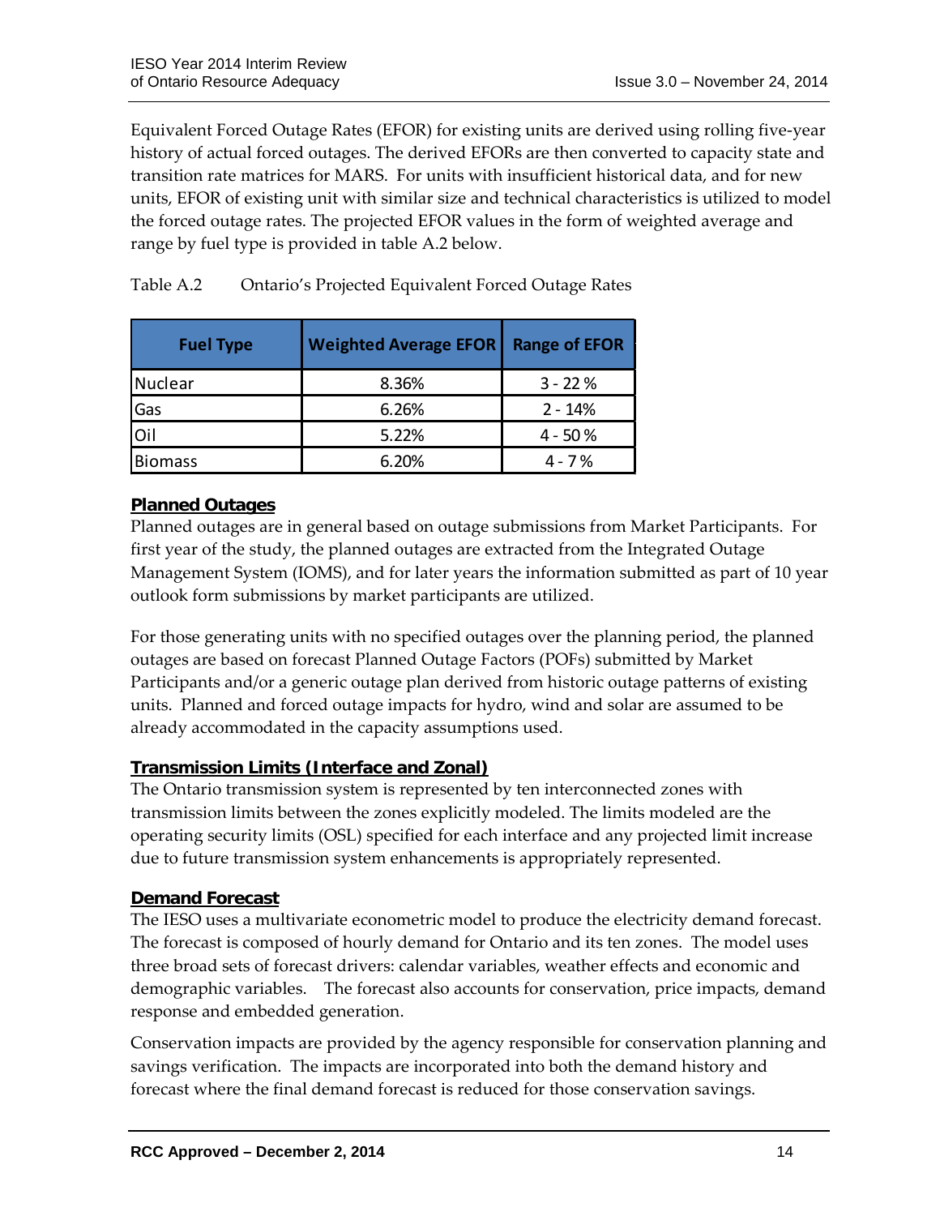Equivalent Forced Outage Rates (EFOR) for existing units are derived using rolling five-year history of actual forced outages. The derived EFORs are then converted to capacity state and transition rate matrices for MARS. For units with insufficient historical data, and for new units, EFOR of existing unit with similar size and technical characteristics is utilized to model the forced outage rates. The projected EFOR values in the form of weighted average and range by fuel type is provided in table A.2 below.

Table A.2 Ontario's Projected Equivalent Forced Outage Rates

| Fuel Type | Weighted Average EFOR | Range of EFOR |
| --- | --- | --- |
| Nuclear | 8.36% | 3 - 22 % |
| Gas | 6.26% | 2 - 14% |
| Oil | 5.22% | 4 - 50 % |
| Biomass | 6.20% | 4 - 7 % |

**Planned Outages**

Planned outages are in general based on outage submissions from Market Participants. For first year of the study, the planned outages are extracted from the Integrated Outage Management System (IOMS), and for later years the information submitted as part of 10 year outlook form submissions by market participants are utilized.

For those generating units with no specified outages over the planning period, the planned outages are based on forecast Planned Outage Factors (POFs) submitted by Market Participants and/or a generic outage plan derived from historic outage patterns of existing units. Planned and forced outage impacts for hydro, wind and solar are assumed to be already accommodated in the capacity assumptions used.

**Transmission Limits (Interface and Zonal)**

The Ontario transmission system is represented by ten interconnected zones with transmission limits between the zones explicitly modeled. The limits modeled are the operating security limits (OSL) specified for each interface and any projected limit increase due to future transmission system enhancements is appropriately represented.

**Demand Forecast**

The IESO uses a multivariate econometric model to produce the electricity demand forecast. The forecast is composed of hourly demand for Ontario and its ten zones. The model uses three broad sets of forecast drivers: calendar variables, weather effects and economic and demographic variables. The forecast also accounts for conservation, price impacts, demand response and embedded generation.

Conservation impacts are provided by the agency responsible for conservation planning and savings verification. The impacts are incorporated into both the demand history and forecast where the final demand forecast is reduced for those conservation savings.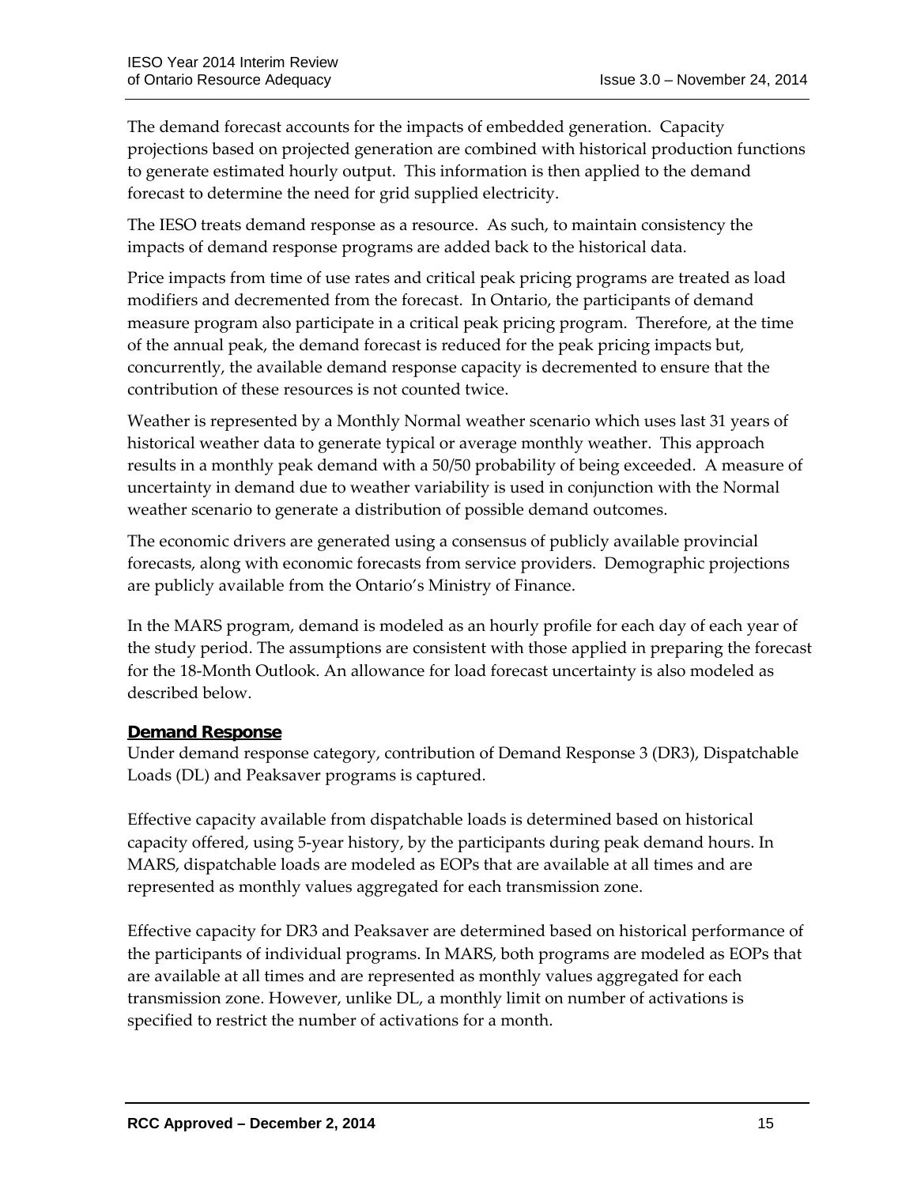The demand forecast accounts for the impacts of embedded generation. Capacity projections based on projected generation are combined with historical production functions to generate estimated hourly output. This information is then applied to the demand forecast to determine the need for grid supplied electricity.

The IESO treats demand response as a resource. As such, to maintain consistency the impacts of demand response programs are added back to the historical data.

Price impacts from time of use rates and critical peak pricing programs are treated as load modifiers and decremented from the forecast. In Ontario, the participants of demand measure program also participate in a critical peak pricing program. Therefore, at the time of the annual peak, the demand forecast is reduced for the peak pricing impacts but, concurrently, the available demand response capacity is decremented to ensure that the contribution of these resources is not counted twice.

Weather is represented by a Monthly Normal weather scenario which uses last 31 years of historical weather data to generate typical or average monthly weather. This approach results in a monthly peak demand with a 50/50 probability of being exceeded. A measure of uncertainty in demand due to weather variability is used in conjunction with the Normal weather scenario to generate a distribution of possible demand outcomes.

The economic drivers are generated using a consensus of publicly available provincial forecasts, along with economic forecasts from service providers. Demographic projections are publicly available from the Ontario's Ministry of Finance.

In the MARS program, demand is modeled as an hourly profile for each day of each year of the study period. The assumptions are consistent with those applied in preparing the forecast for the 18-Month Outlook. An allowance for load forecast uncertainty is also modeled as described below.

**Demand Response**

Under demand response category, contribution of Demand Response 3 (DR3), Dispatchable Loads (DL) and Peaksaver programs is captured.

Effective capacity available from dispatchable loads is determined based on historical capacity offered, using 5-year history, by the participants during peak demand hours. In MARS, dispatchable loads are modeled as EOPs that are available at all times and are represented as monthly values aggregated for each transmission zone.

Effective capacity for DR3 and Peaksaver are determined based on historical performance of the participants of individual programs. In MARS, both programs are modeled as EOPs that are available at all times and are represented as monthly values aggregated for each transmission zone. However, unlike DL, a monthly limit on number of activations is specified to restrict the number of activations for a month.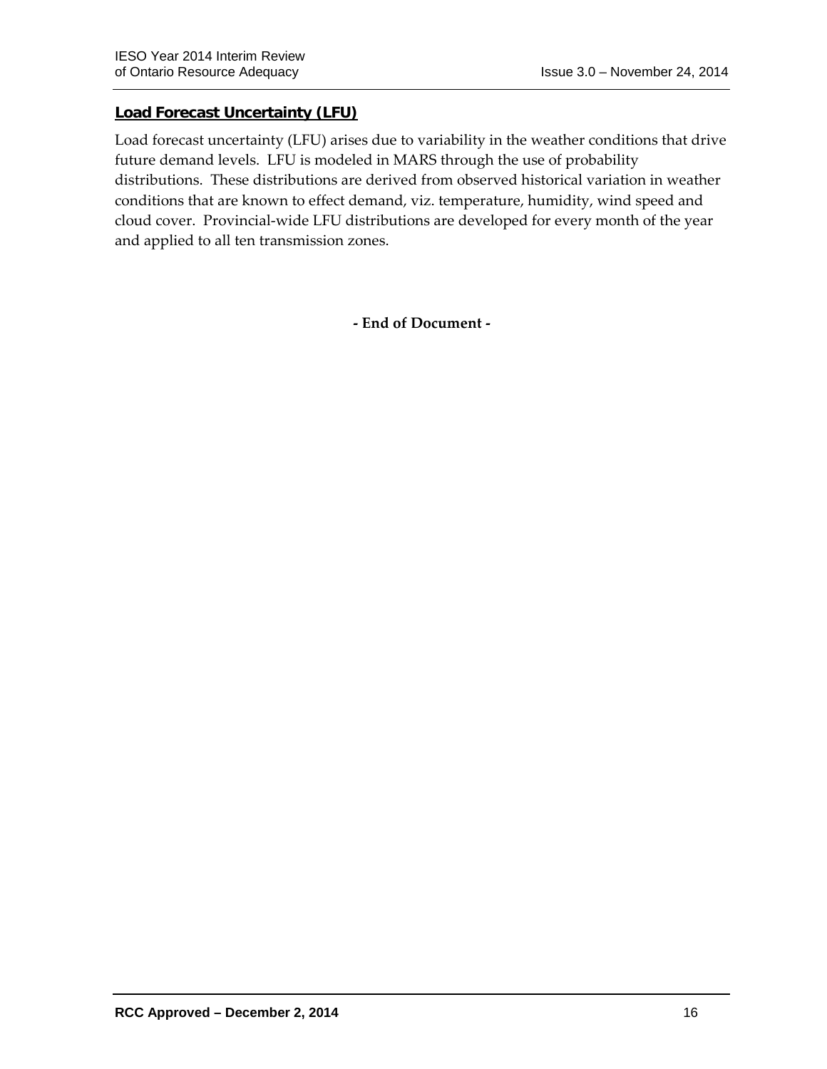**Load Forecast Uncertainty (LFU)**

Load forecast uncertainty (LFU) arises due to variability in the weather conditions that drive future demand levels. LFU is modeled in MARS through the use of probability distributions. These distributions are derived from observed historical variation in weather conditions that are known to effect demand, viz. temperature, humidity, wind speed and cloud cover. Provincial-wide LFU distributions are developed for every month of the year and applied to all ten transmission zones.

**- End of Document -**